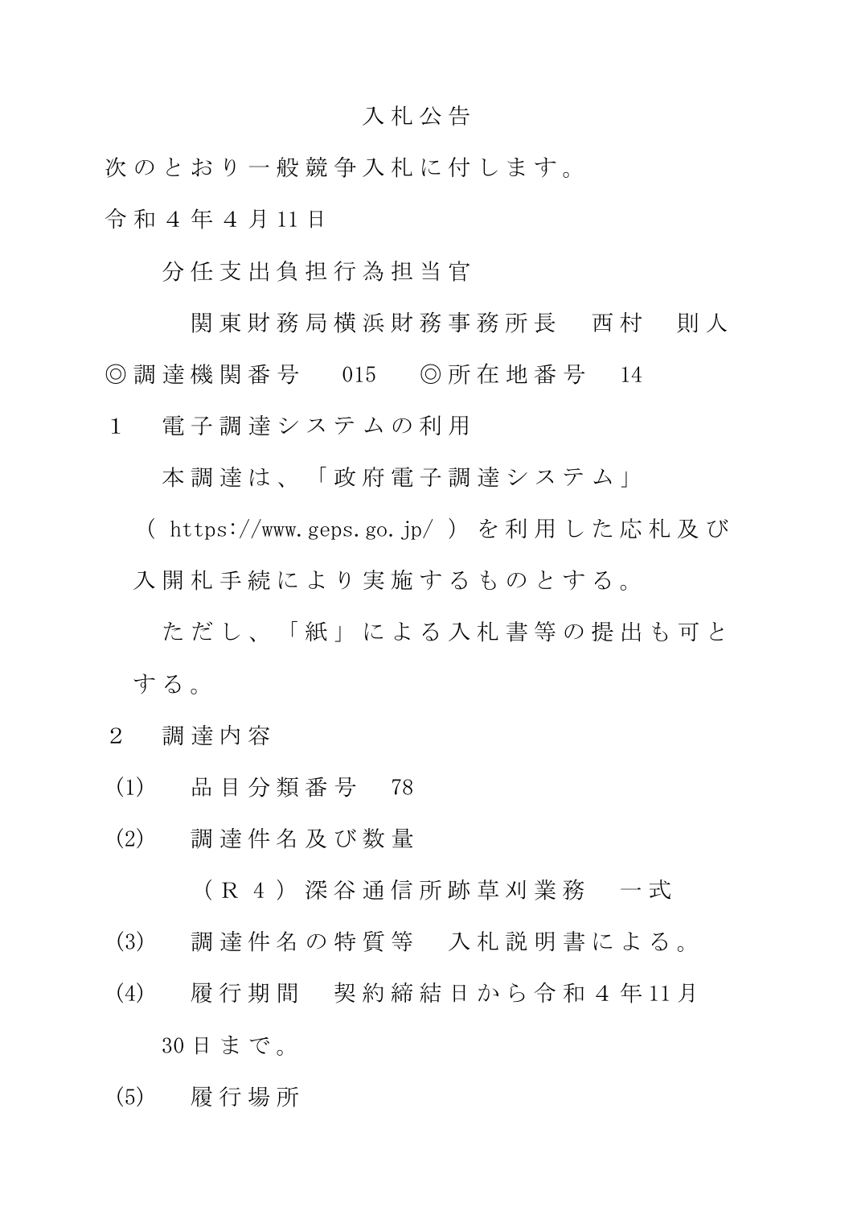# 入札公告

次のとおり一般競争入札に付します。

令和４年４月11日

分任支出負担行為担当官

関東財務局横浜財務事務所長　西村　則人

◎調達機関番号　015　◎所在地番号　14

１　電子調達システムの利用

本調達は、「政府電子調達システム」（ https://www.geps.go.jp/ ）を利用した応札及び入開札手続により実施するものとする。

ただし、「紙」による入札書等の提出も可とする。

２　調達内容

(1)　品目分類番号　78

(2)　調達件名及び数量

（Ｒ４）深谷通信所跡草刈業務　一式

(3)　調達件名の特質等　入札説明書による。

(4)　履行期間　契約締結日から令和４年11月30日まで。

(5)　履行場所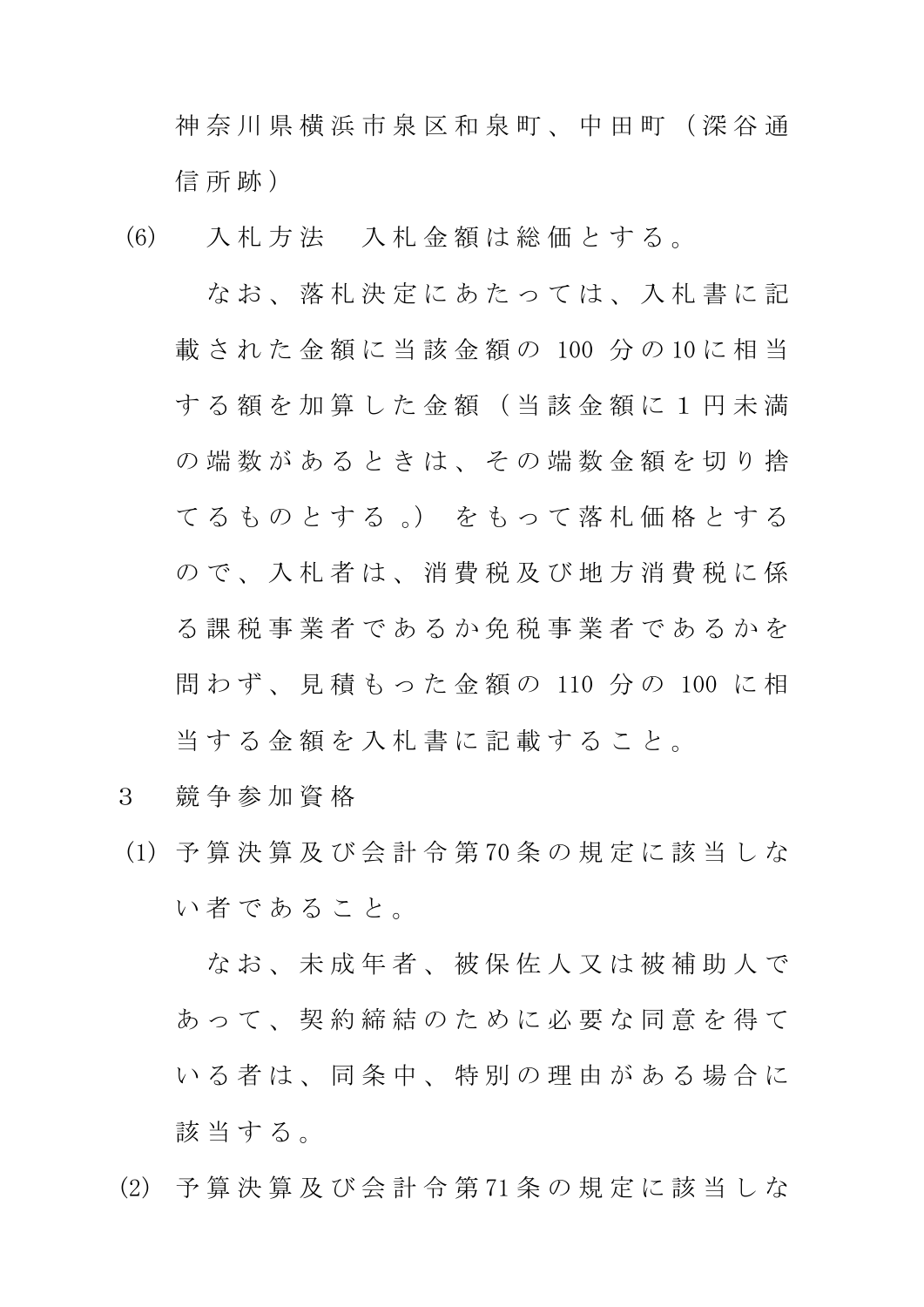神奈川県横浜市泉区和泉町、中田町（深谷通信所跡）

(6)　入札方法　入札金額は総価とする。

　なお、落札決定にあたっては、入札書に記載された金額に当該金額の 100 分の10に相当する額を加算した金額（当該金額に１円未満の端数があるときは、その端数金額を切り捨てるものとする。）をもって落札価格とするので、入札者は、消費税及び地方消費税に係る課税事業者であるか免税事業者であるかを問わず、見積もった金額の 110 分の 100 に相当する金額を入札書に記載すること。

3　競争参加資格

(1) 予算決算及び会計令第70条の規定に該当しない者であること。

　なお、未成年者、被保佐人又は被補助人であって、契約締結のために必要な同意を得ている者は、同条中、特別の理由がある場合に該当する。

(2) 予算決算及び会計令第71条の規定に該当しな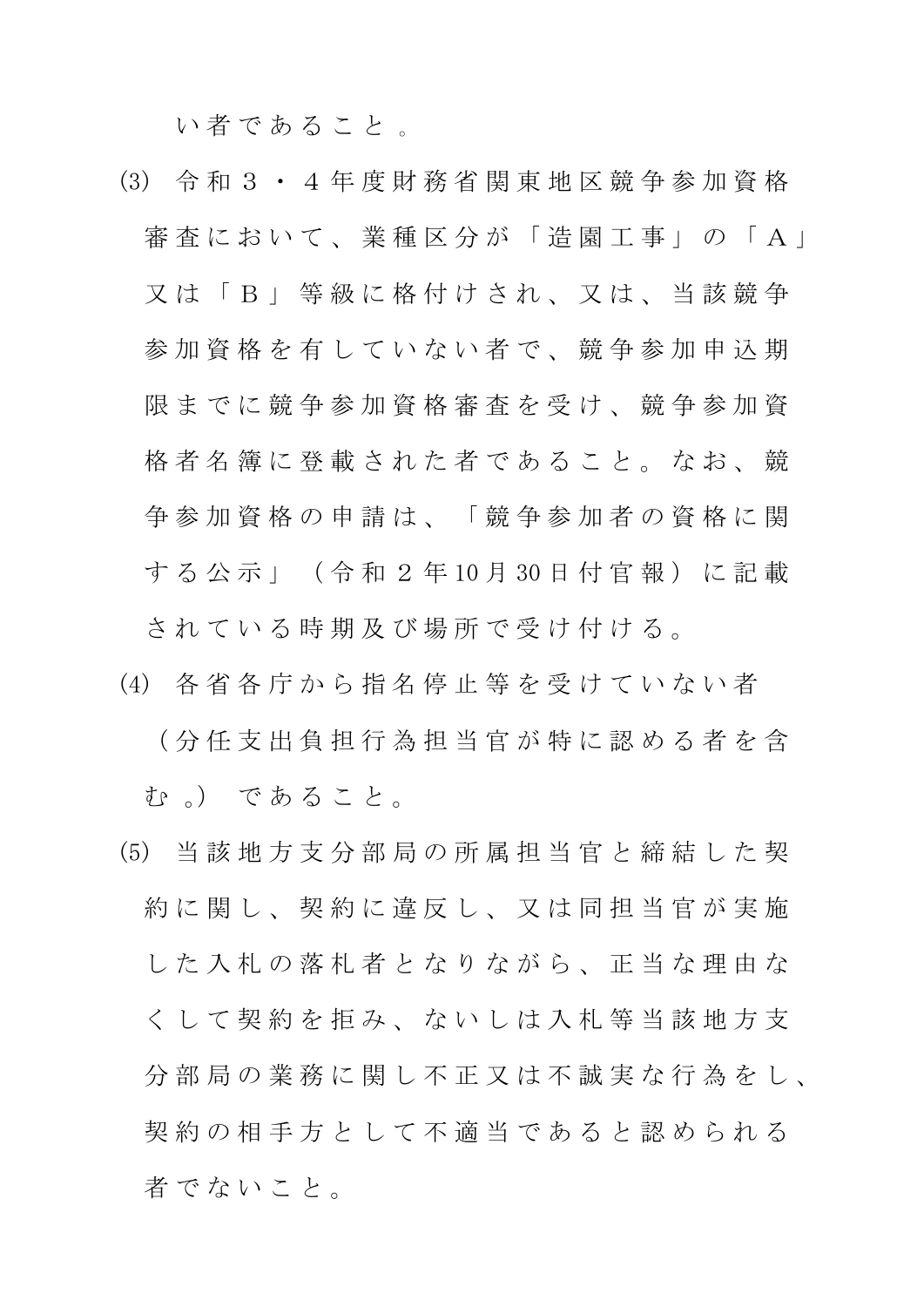い者であること。

(3) 令和３・４年度財務省関東地区競争参加資格審査において、業種区分が「造園工事」の「Ａ」又は「Ｂ」等級に格付けされ、又は、当該競争参加資格を有していない者で、競争参加申込期限までに競争参加資格審査を受け、競争参加資格者名簿に登載された者であること。なお、競争参加資格の申請は、「競争参加者の資格に関する公示」（令和２年10月30日付官報）に記載されている時期及び場所で受け付ける。

(4) 各省各庁から指名停止等を受けていない者（分任支出負担行為担当官が特に認める者を含む。）であること。

(5) 当該地方支分部局の所属担当官と締結した契約に関し、契約に違反し、又は同担当官が実施した入札の落札者となりながら、正当な理由なくして契約を拒み、ないしは入札等当該地方支分部局の業務に関し不正又は不誠実な行為をし、契約の相手方として不適当であると認められる者でないこと。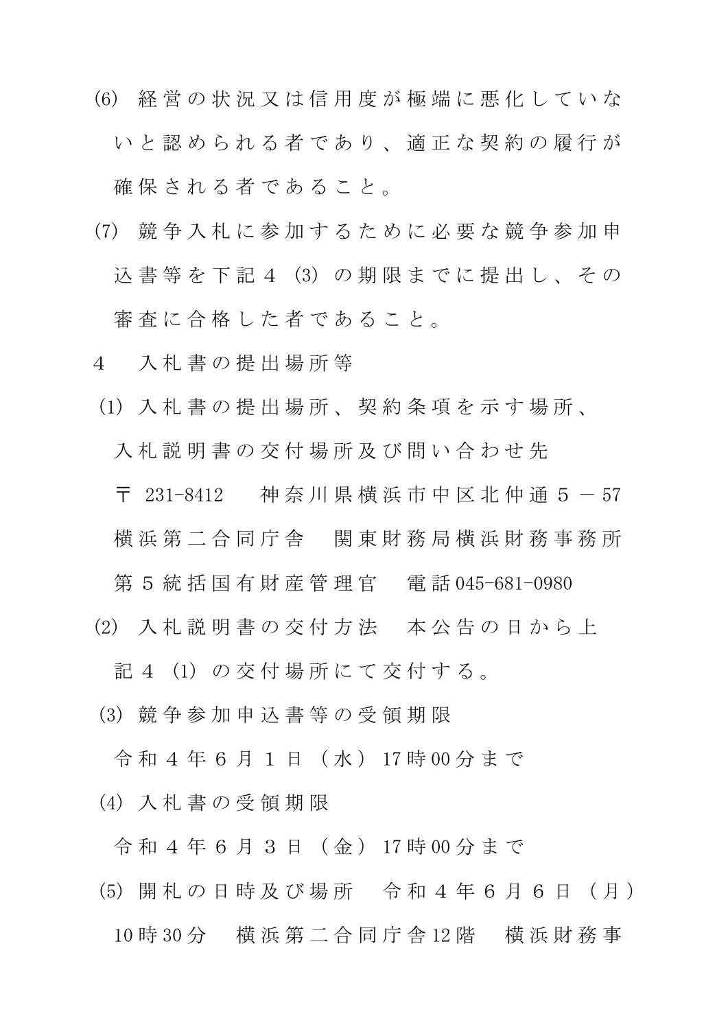(6) 経営の状況又は信用度が極端に悪化していないと認められる者であり、適正な契約の履行が確保される者であること。

(7) 競争入札に参加するために必要な競争参加申込書等を下記４ (3) の期限までに提出し、その審査に合格した者であること。

４　入札書の提出場所等

(1) 入札書の提出場所、契約条項を示す場所、入札説明書の交付場所及び問い合わせ先

〒 231-8412　神奈川県横浜市中区北仲通５－57
横浜第二合同庁舎　関東財務局横浜財務事務所
第５統括国有財産管理官　電話045-681-0980

(2) 入札説明書の交付方法　本公告の日から上記４ (1) の交付場所にて交付する。

(3) 競争参加申込書等の受領期限
令和４年６月１日（水）17時00分まで

(4) 入札書の受領期限
令和４年６月３日（金）17時00分まで

(5) 開札の日時及び場所　令和４年６月６日（月）10時30分　横浜第二合同庁舎12階　横浜財務事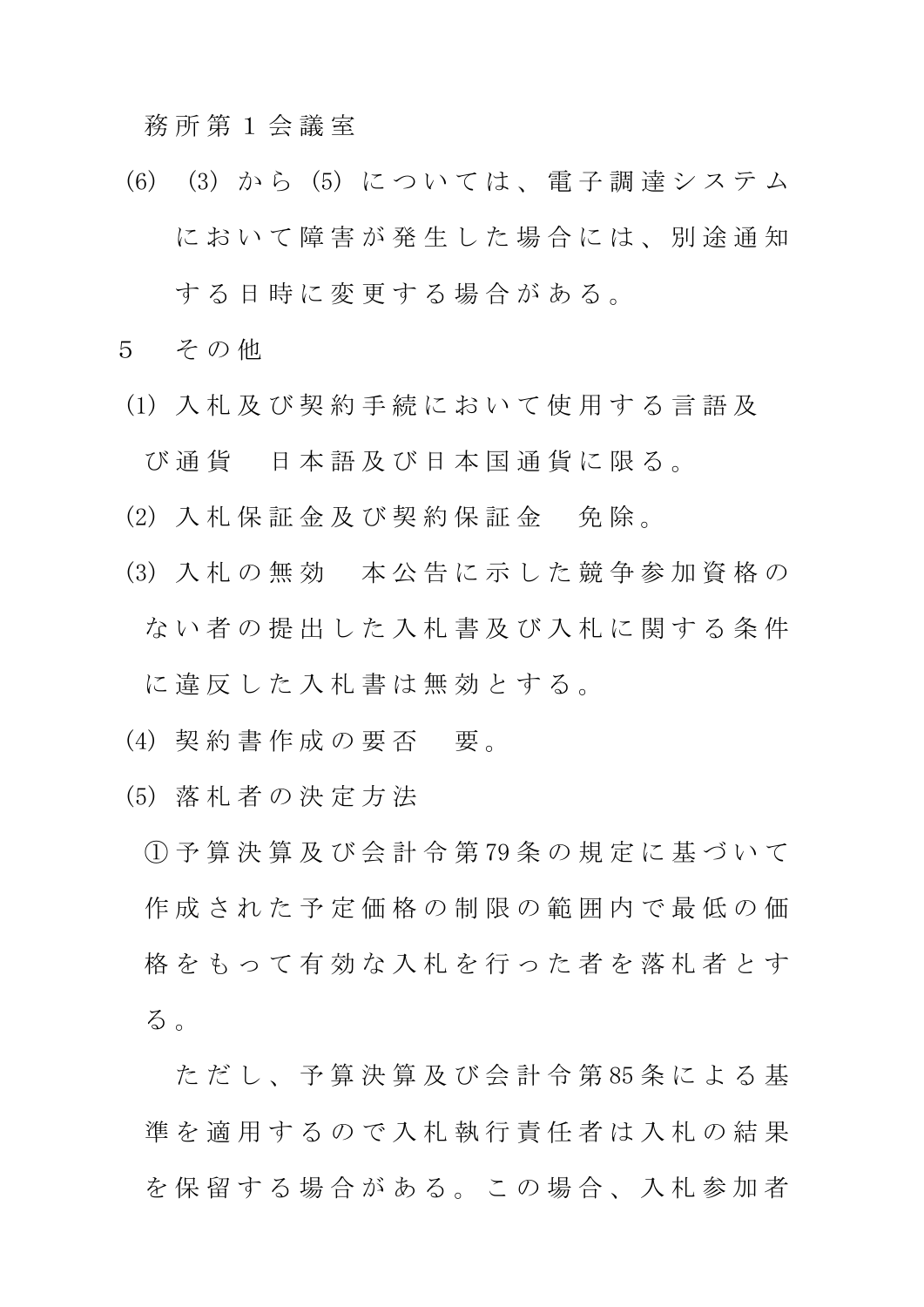務所第１会議室

(6) (3) から (5) については、電子調達システムにおいて障害が発生した場合には、別途通知する日時に変更する場合がある。

5　その他

(1) 入札及び契約手続において使用する言語及び通貨　日本語及び日本国通貨に限る。

(2) 入札保証金及び契約保証金　免除。

(3) 入札の無効　本公告に示した競争参加資格のない者の提出した入札書及び入札に関する条件に違反した入札書は無効とする。

(4) 契約書作成の要否　要。

(5) 落札者の決定方法

①予算決算及び会計令第79条の規定に基づいて作成された予定価格の制限の範囲内で最低の価格をもって有効な入札を行った者を落札者とする。

ただし、予算決算及び会計令第85条による基準を適用するので入札執行責任者は入札の結果を保留する場合がある。この場合、入札参加者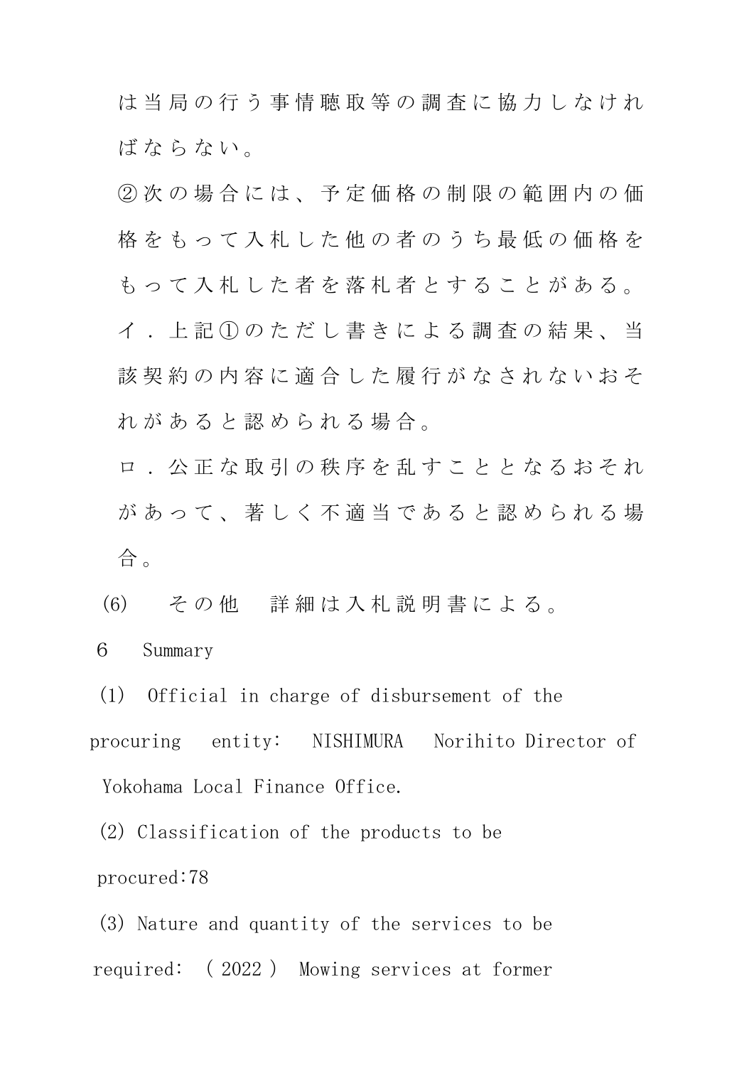は当局の行う事情聴取等の調査に協力しなければならない。

②次の場合には、予定価格の制限の範囲内の価格をもって入札した他の者のうち最低の価格をもって入札した者を落札者とすることがある。

イ．上記①のただし書きによる調査の結果、当該契約の内容に適合した履行がなされないおそれがあると認められる場合。

ロ．公正な取引の秩序を乱すこととなるおそれがあって、著しく不適当であると認められる場合。

(6)　その他　詳細は入札説明書による。

6　Summary

(1) Official in charge of disbursement of the procuring entity: NISHIMURA Norihito Director of Yokohama Local Finance Office.

(2) Classification of the products to be procured:78

(3) Nature and quantity of the services to be required: ( 2022 ) Mowing services at former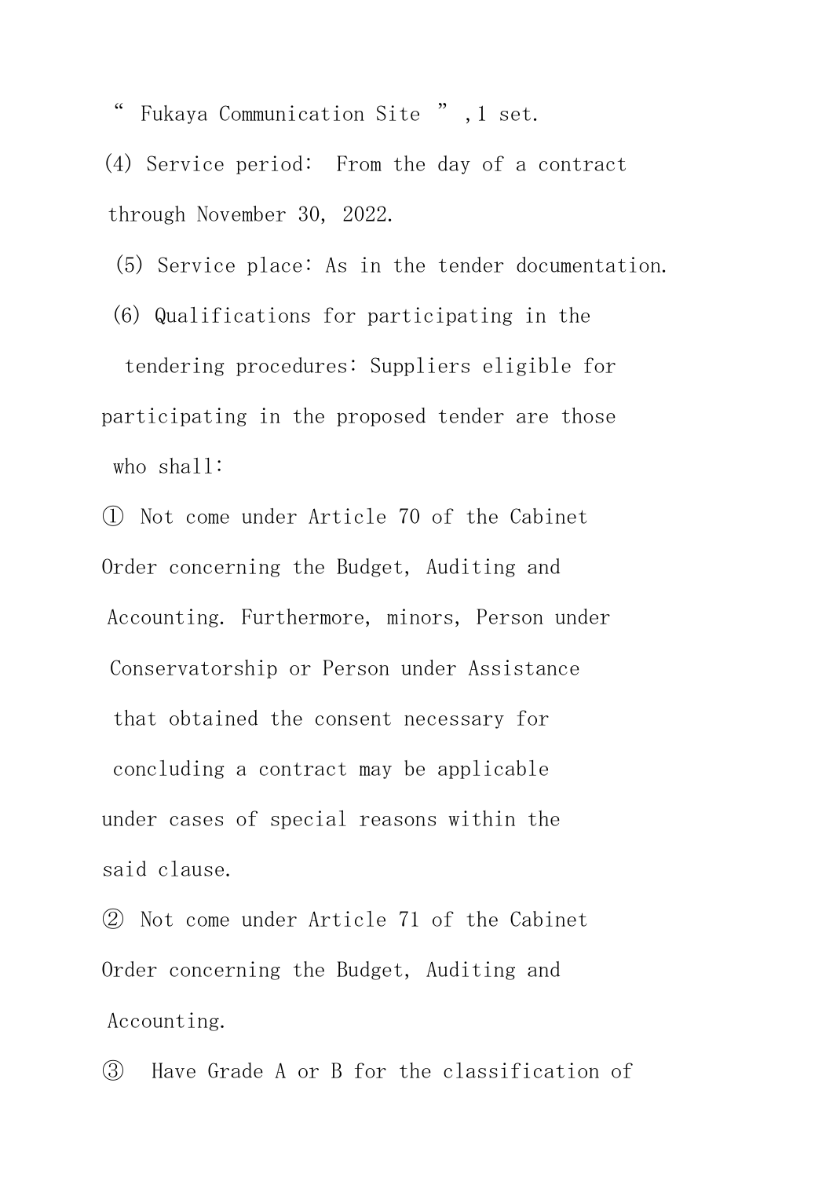" Fukaya Communication Site ",1 set.

(4) Service period: From the day of a contract through November 30, 2022.

(5) Service place: As in the tender documentation.

(6) Qualifications for participating in the tendering procedures: Suppliers eligible for participating in the proposed tender are those who shall:

① Not come under Article 70 of the Cabinet Order concerning the Budget, Auditing and Accounting. Furthermore, minors, Person under Conservatorship or Person under Assistance that obtained the consent necessary for concluding a contract may be applicable under cases of special reasons within the said clause.

② Not come under Article 71 of the Cabinet Order concerning the Budget, Auditing and Accounting.

③ Have Grade A or B for the classification of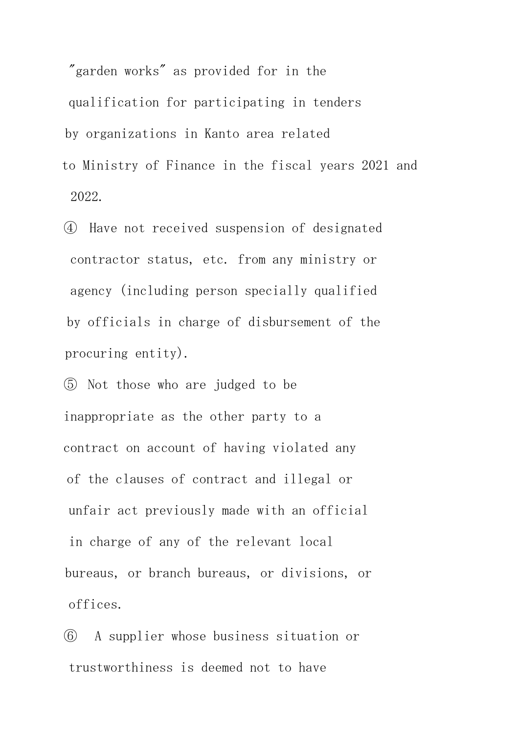"garden works" as provided for in the qualification for participating in tenders by organizations in Kanto area related to Ministry of Finance in the fiscal years 2021 and 2022.

④ Have not received suspension of designated contractor status, etc. from any ministry or agency (including person specially qualified by officials in charge of disbursement of the procuring entity).

⑤ Not those who are judged to be inappropriate as the other party to a contract on account of having violated any of the clauses of contract and illegal or unfair act previously made with an official in charge of any of the relevant local bureaus, or branch bureaus, or divisions, or offices.

⑥ A supplier whose business situation or trustworthiness is deemed not to have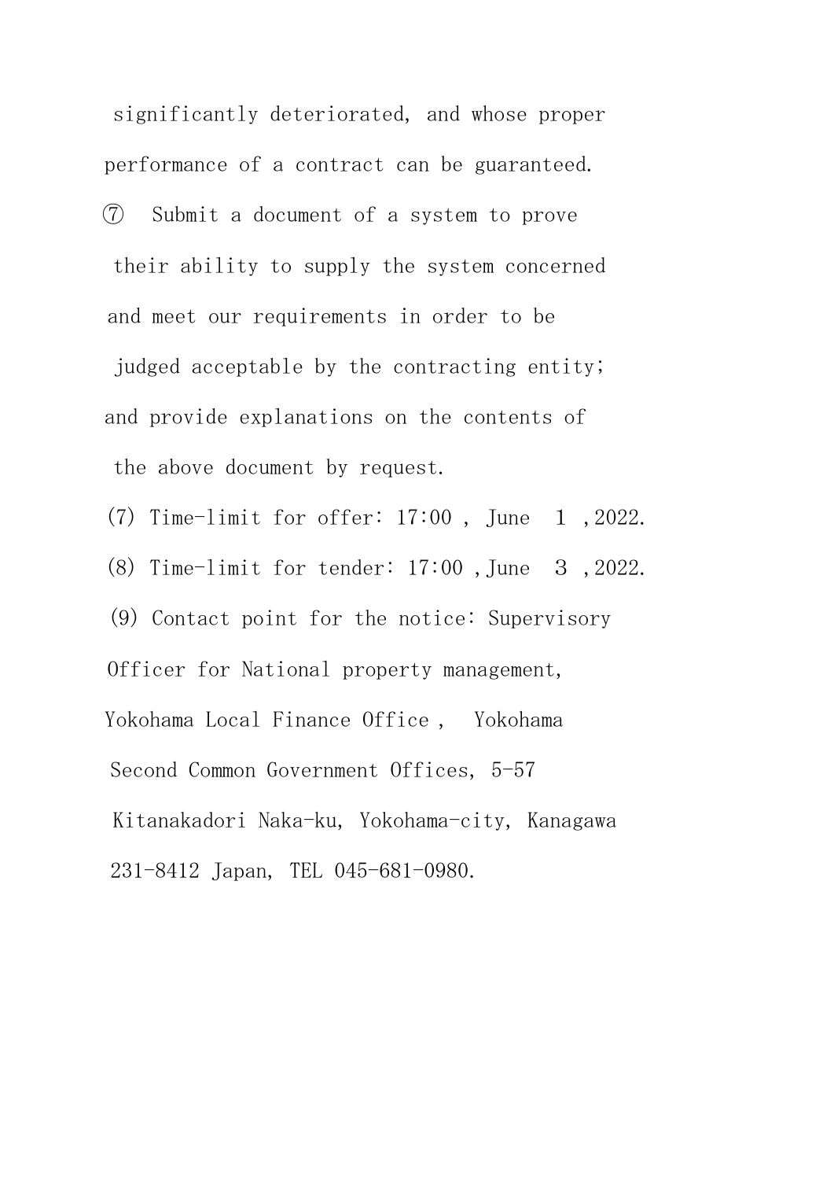significantly deteriorated, and whose proper performance of a contract can be guaranteed.

⑦ Submit a document of a system to prove their ability to supply the system concerned and meet our requirements in order to be judged acceptable by the contracting entity; and provide explanations on the contents of the above document by request.

(7) Time-limit for offer: 17:00 , June 1 ,2022.

(8) Time-limit for tender: 17:00 ,June 3 ,2022.

(9) Contact point for the notice: Supervisory Officer for National property management, Yokohama Local Finance Office , Yokohama Second Common Government Offices, 5-57 Kitanakadori Naka-ku, Yokohama-city, Kanagawa 231-8412 Japan, TEL 045-681-0980.